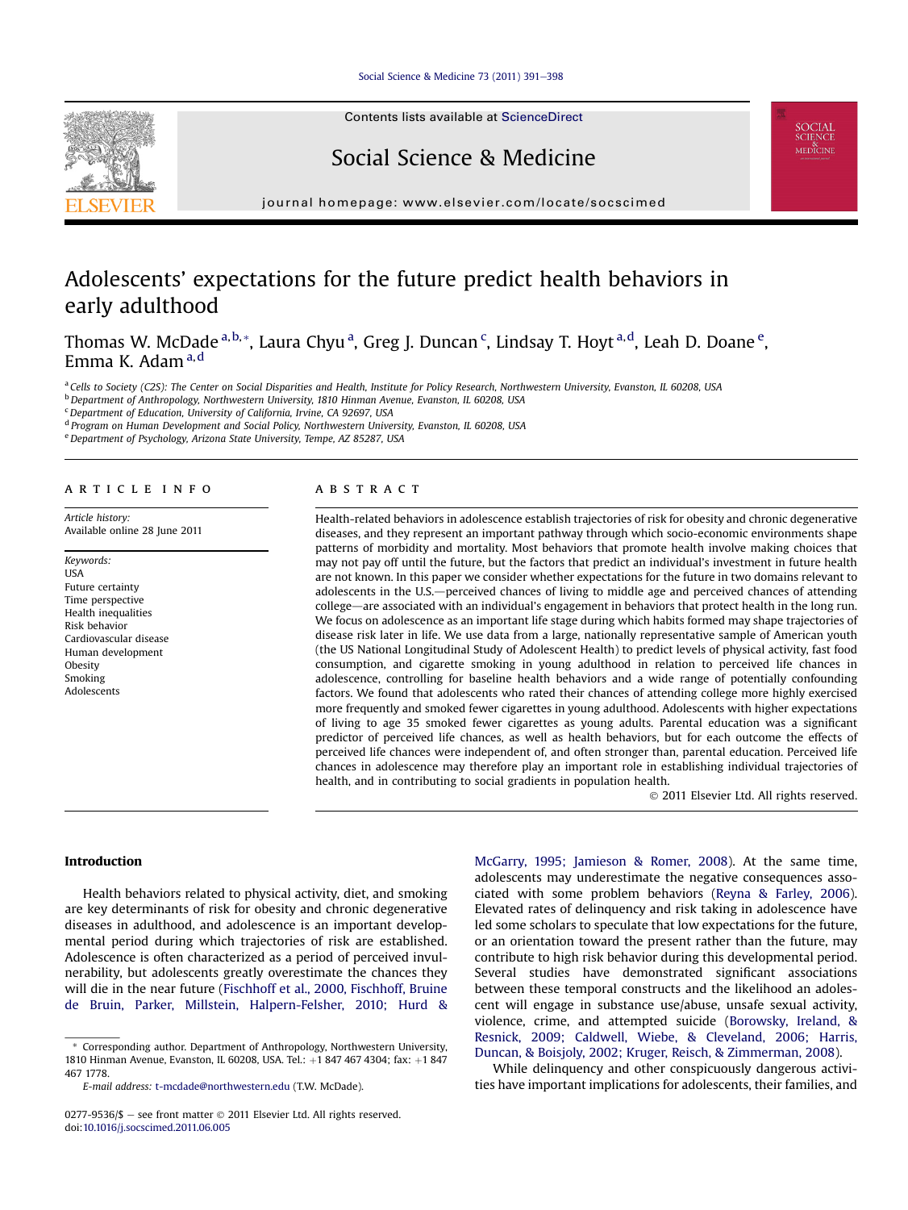# Adolescents' expectations for the future predict health behaviors in early adulthood

Thomas W. McDade [a,b,*], Laura Chyu [a], Greg J. Duncan [c], Lindsay T. Hoyt [a,d], Leah D. Doane [e], Emma K. Adam [a,d]

[a] Cells to Society (C2S): The Center on Social Disparities and Health, Institute for Policy Research, Northwestern University, Evanston, IL 60208, USA
[b] Department of Anthropology, Northwestern University, 1810 Hinman Avenue, Evanston, IL 60208, USA
[c] Department of Education, University of California, Irvine, CA 92697, USA
[d] Program on Human Development and Social Policy, Northwestern University, Evanston, IL 60208, USA
[e] Department of Psychology, Arizona State University, Tempe, AZ 85287, USA

## ARTICLE INFO

*Article history:*
Available online 28 June 2011

*Keywords:*
USA
Future certainty
Time perspective
Health inequalities
Risk behavior
Cardiovascular disease
Human development
Obesity
Smoking
Adolescents

## ABSTRACT

Health-related behaviors in adolescence establish trajectories of risk for obesity and chronic degenerative diseases, and they represent an important pathway through which socio-economic environments shape patterns of morbidity and mortality. Most behaviors that promote health involve making choices that may not pay off until the future, but the factors that predict an individual's investment in future health are not known. In this paper we consider whether expectations for the future in two domains relevant to adolescents in the U.S.—perceived chances of living to middle age and perceived chances of attending college—are associated with an individual's engagement in behaviors that protect health in the long run. We focus on adolescence as an important life stage during which habits formed may shape trajectories of disease risk later in life. We use data from a large, nationally representative sample of American youth (the US National Longitudinal Study of Adolescent Health) to predict levels of physical activity, fast food consumption, and cigarette smoking in young adulthood in relation to perceived life chances in adolescence, controlling for baseline health behaviors and a wide range of potentially confounding factors. We found that adolescents who rated their chances of attending college more highly exercised more frequently and smoked fewer cigarettes in young adulthood. Adolescents with higher expectations of living to age 35 smoked fewer cigarettes as young adults. Parental education was a significant predictor of perceived life chances, as well as health behaviors, but for each outcome the effects of perceived life chances were independent of, and often stronger than, parental education. Perceived life chances in adolescence may therefore play an important role in establishing individual trajectories of health, and in contributing to social gradients in population health.

© 2011 Elsevier Ltd. All rights reserved.

## Introduction

Health behaviors related to physical activity, diet, and smoking are key determinants of risk for obesity and chronic degenerative diseases in adulthood, and adolescence is an important developmental period during which trajectories of risk are established. Adolescence is often characterized as a period of perceived invulnerability, but adolescents greatly overestimate the chances they will die in the near future (Fischhoff et al., 2000, Fischhoff, Bruine de Bruin, Parker, Millstein, Halpern-Felsher, 2010; Hurd & McGarry, 1995; Jamieson & Romer, 2008). At the same time, adolescents may underestimate the negative consequences associated with some problem behaviors (Reyna & Farley, 2006). Elevated rates of delinquency and risk taking in adolescence have led some scholars to speculate that low expectations for the future, or an orientation toward the present rather than the future, may contribute to high risk behavior during this developmental period. Several studies have demonstrated significant associations between these temporal constructs and the likelihood an adolescent will engage in substance use/abuse, unsafe sexual activity, violence, crime, and attempted suicide (Borowsky, Ireland, & Resnick, 2009; Caldwell, Wiebe, & Cleveland, 2006; Harris, Duncan, & Boisjoly, 2002; Kruger, Reisch, & Zimmerman, 2008).

While delinquency and other conspicuously dangerous activities have important implications for adolescents, their families, and

---

* Corresponding author. Department of Anthropology, Northwestern University, 1810 Hinman Avenue, Evanston, IL 60208, USA. Tel.: +1 847 467 4304; fax: +1 847 467 1778.
E-mail address: t-mcdade@northwestern.edu (T.W. McDade).

0277-9536/$ – see front matter © 2011 Elsevier Ltd. All rights reserved.
doi:10.1016/j.socscimed.2011.06.005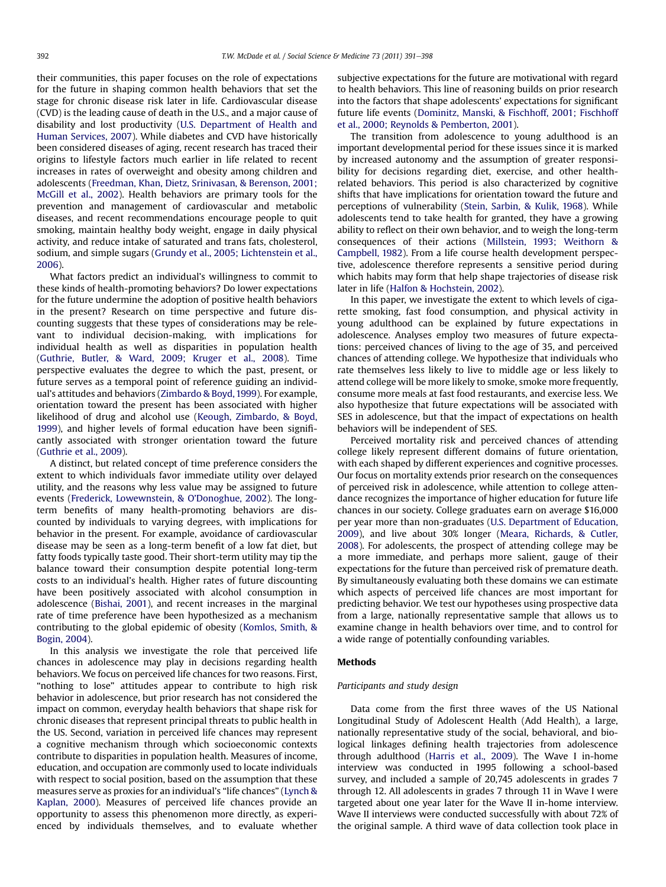their communities, this paper focuses on the role of expectations for the future in shaping common health behaviors that set the stage for chronic disease risk later in life. Cardiovascular disease (CVD) is the leading cause of death in the U.S., and a major cause of disability and lost productivity (U.S. Department of Health and Human Services, 2007). While diabetes and CVD have historically been considered diseases of aging, recent research has traced their origins to lifestyle factors much earlier in life related to recent increases in rates of overweight and obesity among children and adolescents (Freedman, Khan, Dietz, Srinivasan, & Berenson, 2001; McGill et al., 2002). Health behaviors are primary tools for the prevention and management of cardiovascular and metabolic diseases, and recent recommendations encourage people to quit smoking, maintain healthy body weight, engage in daily physical activity, and reduce intake of saturated and trans fats, cholesterol, sodium, and simple sugars (Grundy et al., 2005; Lichtenstein et al., 2006).

What factors predict an individual's willingness to commit to these kinds of health-promoting behaviors? Do lower expectations for the future undermine the adoption of positive health behaviors in the present? Research on time perspective and future discounting suggests that these types of considerations may be relevant to individual decision-making, with implications for individual health as well as disparities in population health (Guthrie, Butler, & Ward, 2009; Kruger et al., 2008). Time perspective evaluates the degree to which the past, present, or future serves as a temporal point of reference guiding an individual's attitudes and behaviors (Zimbardo & Boyd, 1999). For example, orientation toward the present has been associated with higher likelihood of drug and alcohol use (Keough, Zimbardo, & Boyd, 1999), and higher levels of formal education have been significantly associated with stronger orientation toward the future (Guthrie et al., 2009).

A distinct, but related concept of time preference considers the extent to which individuals favor immediate utility over delayed utility, and the reasons why less value may be assigned to future events (Frederick, Lowewnstein, & O'Donoghue, 2002). The long-term benefits of many health-promoting behaviors are discounted by individuals to varying degrees, with implications for behavior in the present. For example, avoidance of cardiovascular disease may be seen as a long-term benefit of a low fat diet, but fatty foods typically taste good. Their short-term utility may tip the balance toward their consumption despite potential long-term costs to an individual's health. Higher rates of future discounting have been positively associated with alcohol consumption in adolescence (Bishai, 2001), and recent increases in the marginal rate of time preference have been hypothesized as a mechanism contributing to the global epidemic of obesity (Komlos, Smith, & Bogin, 2004).

In this analysis we investigate the role that perceived life chances in adolescence may play in decisions regarding health behaviors. We focus on perceived life chances for two reasons. First, "nothing to lose" attitudes appear to contribute to high risk behavior in adolescence, but prior research has not considered the impact on common, everyday health behaviors that shape risk for chronic diseases that represent principal threats to public health in the US. Second, variation in perceived life chances may represent a cognitive mechanism through which socioeconomic contexts contribute to disparities in population health. Measures of income, education, and occupation are commonly used to locate individuals with respect to social position, based on the assumption that these measures serve as proxies for an individual's "life chances" (Lynch & Kaplan, 2000). Measures of perceived life chances provide an opportunity to assess this phenomenon more directly, as experienced by individuals themselves, and to evaluate whether subjective expectations for the future are motivational with regard to health behaviors. This line of reasoning builds on prior research into the factors that shape adolescents' expectations for significant future life events (Dominitz, Manski, & Fischhoff, 2001; Fischhoff et al., 2000; Reynolds & Pemberton, 2001).

The transition from adolescence to young adulthood is an important developmental period for these issues since it is marked by increased autonomy and the assumption of greater responsibility for decisions regarding diet, exercise, and other health-related behaviors. This period is also characterized by cognitive shifts that have implications for orientation toward the future and perceptions of vulnerability (Stein, Sarbin, & Kulik, 1968). While adolescents tend to take health for granted, they have a growing ability to reflect on their own behavior, and to weigh the long-term consequences of their actions (Millstein, 1993; Weithorn & Campbell, 1982). From a life course health development perspective, adolescence therefore represents a sensitive period during which habits may form that help shape trajectories of disease risk later in life (Halfon & Hochstein, 2002).

In this paper, we investigate the extent to which levels of cigarette smoking, fast food consumption, and physical activity in young adulthood can be explained by future expectations in adolescence. Analyses employ two measures of future expectations: perceived chances of living to the age of 35, and perceived chances of attending college. We hypothesize that individuals who rate themselves less likely to live to middle age or less likely to attend college will be more likely to smoke, smoke more frequently, consume more meals at fast food restaurants, and exercise less. We also hypothesize that future expectations will be associated with SES in adolescence, but that the impact of expectations on health behaviors will be independent of SES.

Perceived mortality risk and perceived chances of attending college likely represent different domains of future orientation, with each shaped by different experiences and cognitive processes. Our focus on mortality extends prior research on the consequences of perceived risk in adolescence, while attention to college attendance recognizes the importance of higher education for future life chances in our society. College graduates earn on average $16,000 per year more than non-graduates (U.S. Department of Education, 2009), and live about 30% longer (Meara, Richards, & Cutler, 2008). For adolescents, the prospect of attending college may be a more immediate, and perhaps more salient, gauge of their expectations for the future than perceived risk of premature death. By simultaneously evaluating both these domains we can estimate which aspects of perceived life chances are most important for predicting behavior. We test our hypotheses using prospective data from a large, nationally representative sample that allows us to examine change in health behaviors over time, and to control for a wide range of potentially confounding variables.

## Methods

### Participants and study design

Data come from the first three waves of the US National Longitudinal Study of Adolescent Health (Add Health), a large, nationally representative study of the social, behavioral, and biological linkages defining health trajectories from adolescence through adulthood (Harris et al., 2009). The Wave I in-home interview was conducted in 1995 following a school-based survey, and included a sample of 20,745 adolescents in grades 7 through 12. All adolescents in grades 7 through 11 in Wave I were targeted about one year later for the Wave II in-home interview. Wave II interviews were conducted successfully with about 72% of the original sample. A third wave of data collection took place in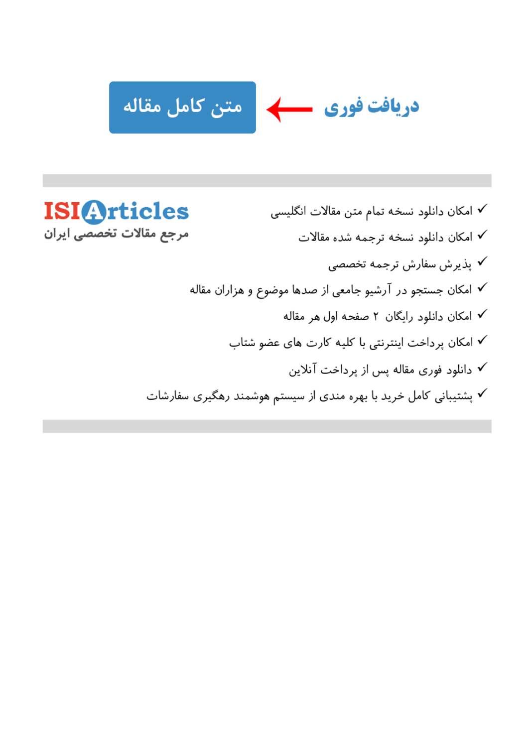دریافت فوری ← متن کامل مقاله

**ISIArticles**
مرجع مقالات تخصصی ایران

- ✓ امکان دانلود نسخه تمام متن مقالات انگلیسی
- ✓ امکان دانلود نسخه ترجمه شده مقالات
- ✓ پذیرش سفارش ترجمه تخصصی
- ✓ امکان جستجو در آرشیو جامعی از صدها موضوع و هزاران مقاله
- ✓ امکان دانلود رایگان ۲ صفحه اول هر مقاله
- ✓ امکان پرداخت اینترنتی با کلیه کارت های عضو شتاب
- ✓ دانلود فوری مقاله پس از پرداخت آنلاین
- ✓ پشتیبانی کامل خرید با بهره مندی از سیستم هوشمند رهگیری سفارشات